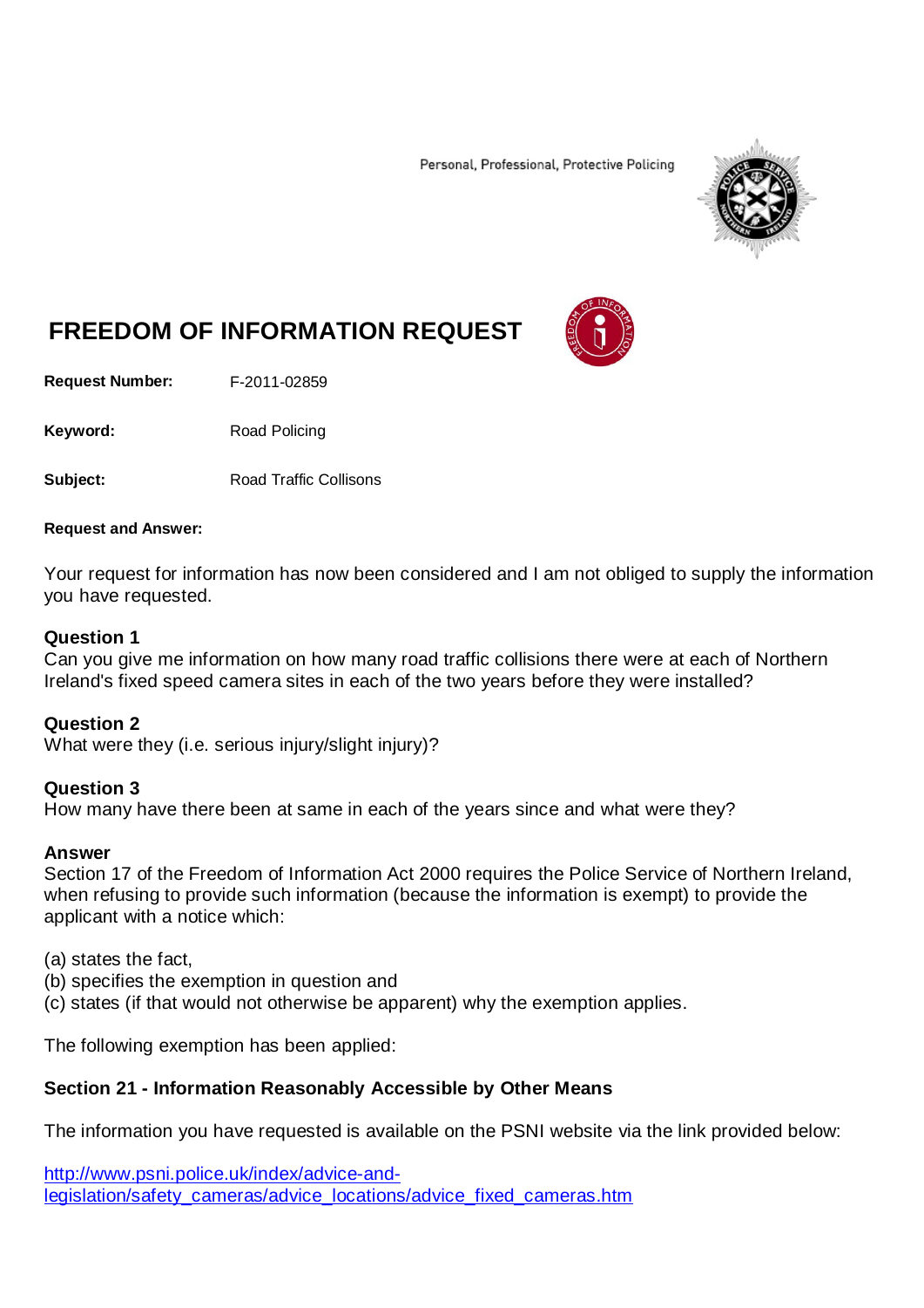Personal, Professional, Protective Policing

# FREEDOM OF INFORMATION REQUEST

**Request Number:** F-2011-02859

**Keyword:** Road Policing

**Subject:** Road Traffic Collisons

**Request and Answer:**

Your request for information has now been considered and I am not obliged to supply the information you have requested.

**Question 1**
Can you give me information on how many road traffic collisions there were at each of Northern Ireland's fixed speed camera sites in each of the two years before they were installed?

**Question 2**
What were they (i.e. serious injury/slight injury)?

**Question 3**
How many have there been at same in each of the years since and what were they?

**Answer**
Section 17 of the Freedom of Information Act 2000 requires the Police Service of Northern Ireland, when refusing to provide such information (because the information is exempt) to provide the applicant with a notice which:

(a) states the fact,
(b) specifies the exemption in question and
(c) states (if that would not otherwise be apparent) why the exemption applies.

The following exemption has been applied:

**Section 21 - Information Reasonably Accessible by Other Means**

The information you have requested is available on the PSNI website via the link provided below:

http://www.psni.police.uk/index/advice-and-legislation/safety_cameras/advice_locations/advice_fixed_cameras.htm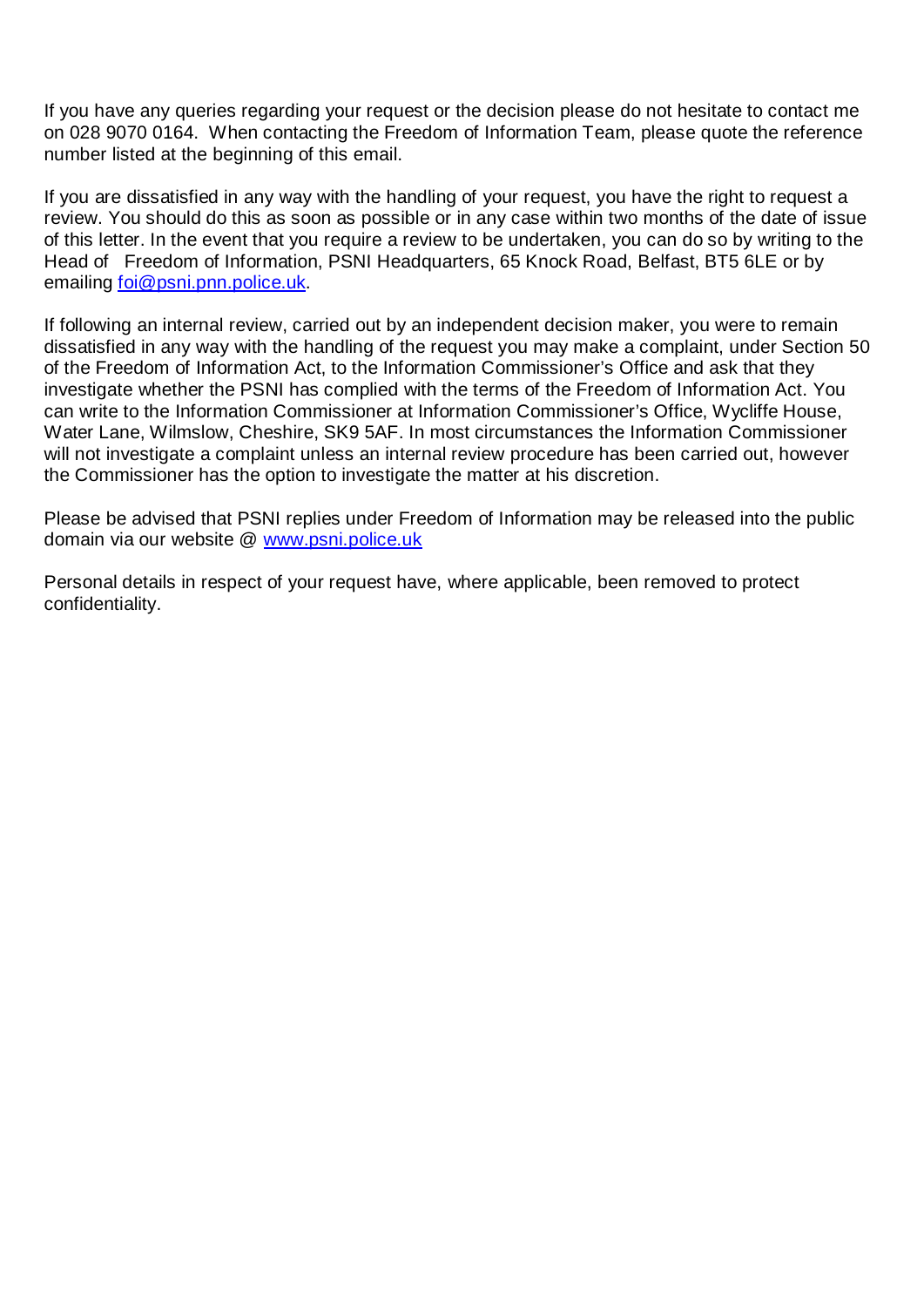If you have any queries regarding your request or the decision please do not hesitate to contact me on 028 9070 0164. When contacting the Freedom of Information Team, please quote the reference number listed at the beginning of this email.

If you are dissatisfied in any way with the handling of your request, you have the right to request a review. You should do this as soon as possible or in any case within two months of the date of issue of this letter. In the event that you require a review to be undertaken, you can do so by writing to the Head of Freedom of Information, PSNI Headquarters, 65 Knock Road, Belfast, BT5 6LE or by emailing [foi@psni.pnn.police.uk](mailto:foi@psni.pnn.police.uk).

If following an internal review, carried out by an independent decision maker, you were to remain dissatisfied in any way with the handling of the request you may make a complaint, under Section 50 of the Freedom of Information Act, to the Information Commissioner's Office and ask that they investigate whether the PSNI has complied with the terms of the Freedom of Information Act. You can write to the Information Commissioner at Information Commissioner's Office, Wycliffe House, Water Lane, Wilmslow, Cheshire, SK9 5AF. In most circumstances the Information Commissioner will not investigate a complaint unless an internal review procedure has been carried out, however the Commissioner has the option to investigate the matter at his discretion.

Please be advised that PSNI replies under Freedom of Information may be released into the public domain via our website @ [www.psni.police.uk](http://www.psni.police.uk)

Personal details in respect of your request have, where applicable, been removed to protect confidentiality.